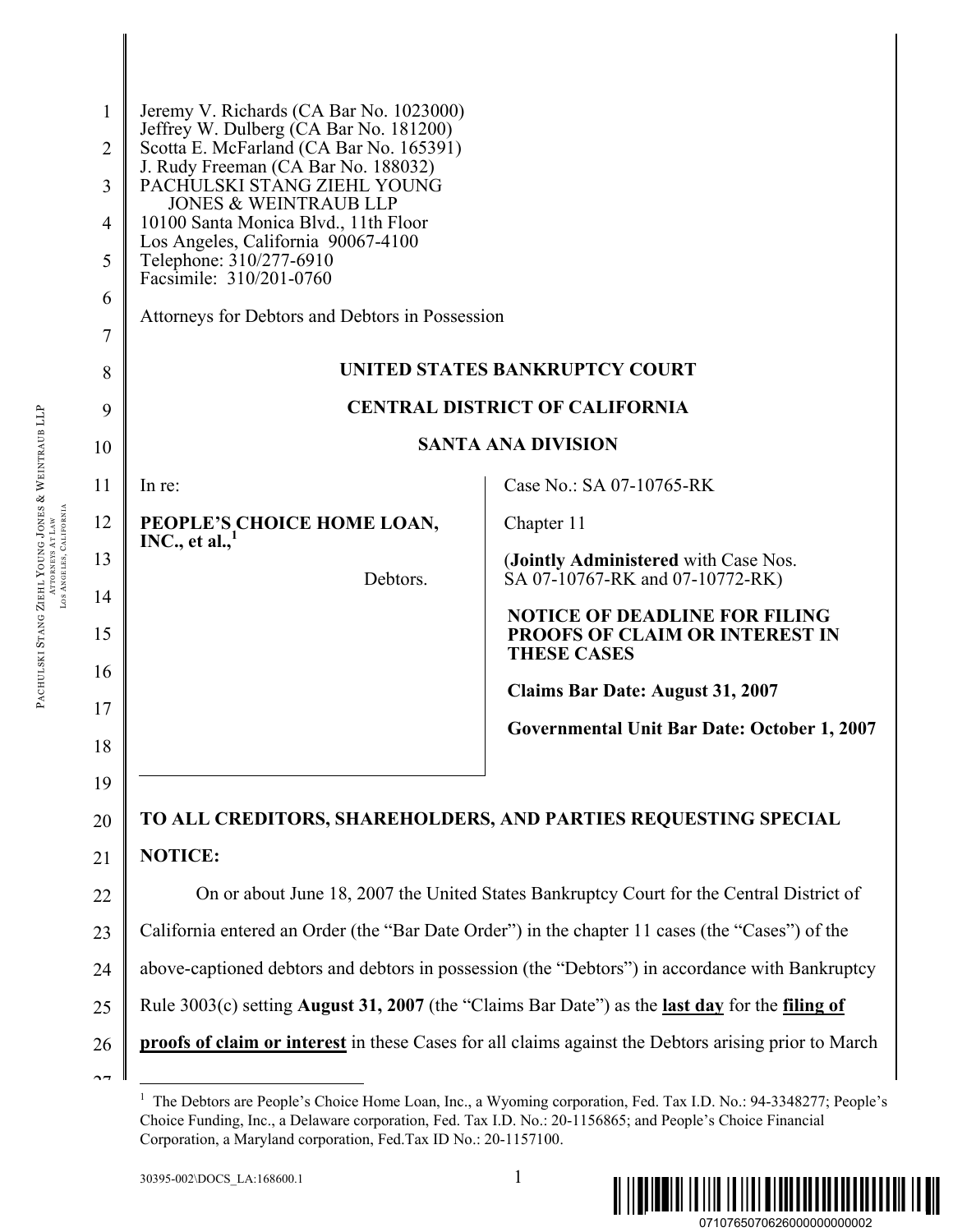Jeremy V. Richards (CA Bar No. 1023000)
Jeffrey W. Dulberg (CA Bar No. 181200)
Scotta E. McFarland (CA Bar No. 165391)
J. Rudy Freeman (CA Bar No. 188032)
PACHULSKI STANG ZIEHL YOUNG
JONES & WEINTRAUB LLP
10100 Santa Monica Blvd., 11th Floor
Los Angeles, California 90067-4100
Telephone: 310/277-6910
Facsimile: 310/201-0760

Attorneys for Debtors and Debtors in Possession

**UNITED STATES BANKRUPTCY COURT**

**CENTRAL DISTRICT OF CALIFORNIA**

**SANTA ANA DIVISION**

| | |
|---|---|
| In re:<br><br>**PEOPLE'S CHOICE HOME LOAN, INC., et al.,**[1]<br><br>Debtors. | Case No.: SA 07-10765-RK<br><br>Chapter 11<br><br>(**Jointly Administered** with Case Nos. SA 07-10767-RK and 07-10772-RK)<br><br>**NOTICE OF DEADLINE FOR FILING PROOFS OF CLAIM OR INTEREST IN THESE CASES**<br><br>**Claims Bar Date: August 31, 2007**<br><br>**Governmental Unit Bar Date: October 1, 2007** |

**TO ALL CREDITORS, SHAREHOLDERS, AND PARTIES REQUESTING SPECIAL NOTICE:**

On or about June 18, 2007 the United States Bankruptcy Court for the Central District of California entered an Order (the "Bar Date Order") in the chapter 11 cases (the "Cases") of the above-captioned debtors and debtors in possession (the "Debtors") in accordance with Bankruptcy Rule 3003(c) setting **August 31, 2007** (the "Claims Bar Date") as the **last day** for the **filing of proofs of claim or interest** in these Cases for all claims against the Debtors arising prior to March

---

[1] The Debtors are People's Choice Home Loan, Inc., a Wyoming corporation, Fed. Tax I.D. No.: 94-3348277; People's Choice Funding, Inc., a Delaware corporation, Fed. Tax I.D. No.: 20-1156865; and People's Choice Financial Corporation, a Maryland corporation, Fed.Tax ID No.: 20-1157100.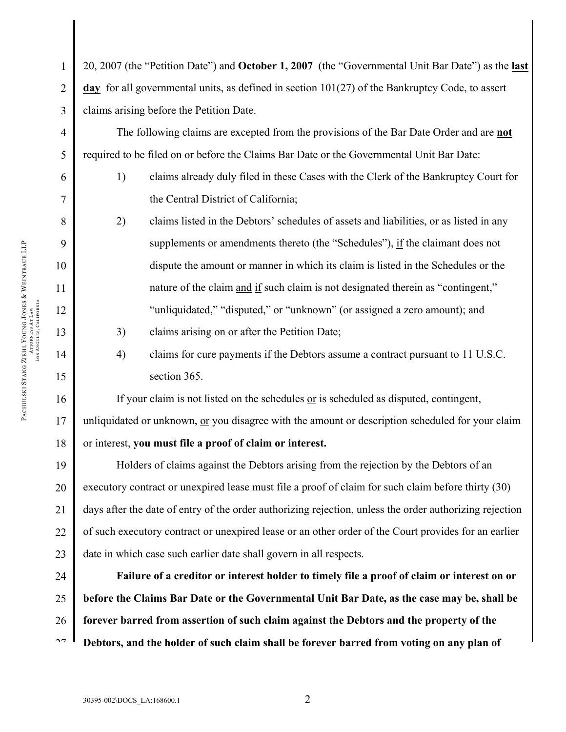20, 2007 (the "Petition Date") and **October 1, 2007** (the "Governmental Unit Bar Date") as the **last day** for all governmental units, as defined in section 101(27) of the Bankruptcy Code, to assert claims arising before the Petition Date.

The following claims are excepted from the provisions of the Bar Date Order and are **not** required to be filed on or before the Claims Bar Date or the Governmental Unit Bar Date:

1) claims already duly filed in these Cases with the Clerk of the Bankruptcy Court for the Central District of California;
2) claims listed in the Debtors' schedules of assets and liabilities, or as listed in any supplements or amendments thereto (the "Schedules"), if the claimant does not dispute the amount or manner in which its claim is listed in the Schedules or the nature of the claim and if such claim is not designated therein as "contingent," "unliquidated," "disputed," or "unknown" (or assigned a zero amount); and
3) claims arising on or after the Petition Date;
4) claims for cure payments if the Debtors assume a contract pursuant to 11 U.S.C. section 365.

If your claim is not listed on the schedules or is scheduled as disputed, contingent, unliquidated or unknown, or you disagree with the amount or description scheduled for your claim or interest, **you must file a proof of claim or interest.**

Holders of claims against the Debtors arising from the rejection by the Debtors of an executory contract or unexpired lease must file a proof of claim for such claim before thirty (30) days after the date of entry of the order authorizing rejection, unless the order authorizing rejection of such executory contract or unexpired lease or an other order of the Court provides for an earlier date in which case such earlier date shall govern in all respects.

**Failure of a creditor or interest holder to timely file a proof of claim or interest on or before the Claims Bar Date or the Governmental Unit Bar Date, as the case may be, shall be forever barred from assertion of such claim against the Debtors and the property of the Debtors, and the holder of such claim shall be forever barred from voting on any plan of**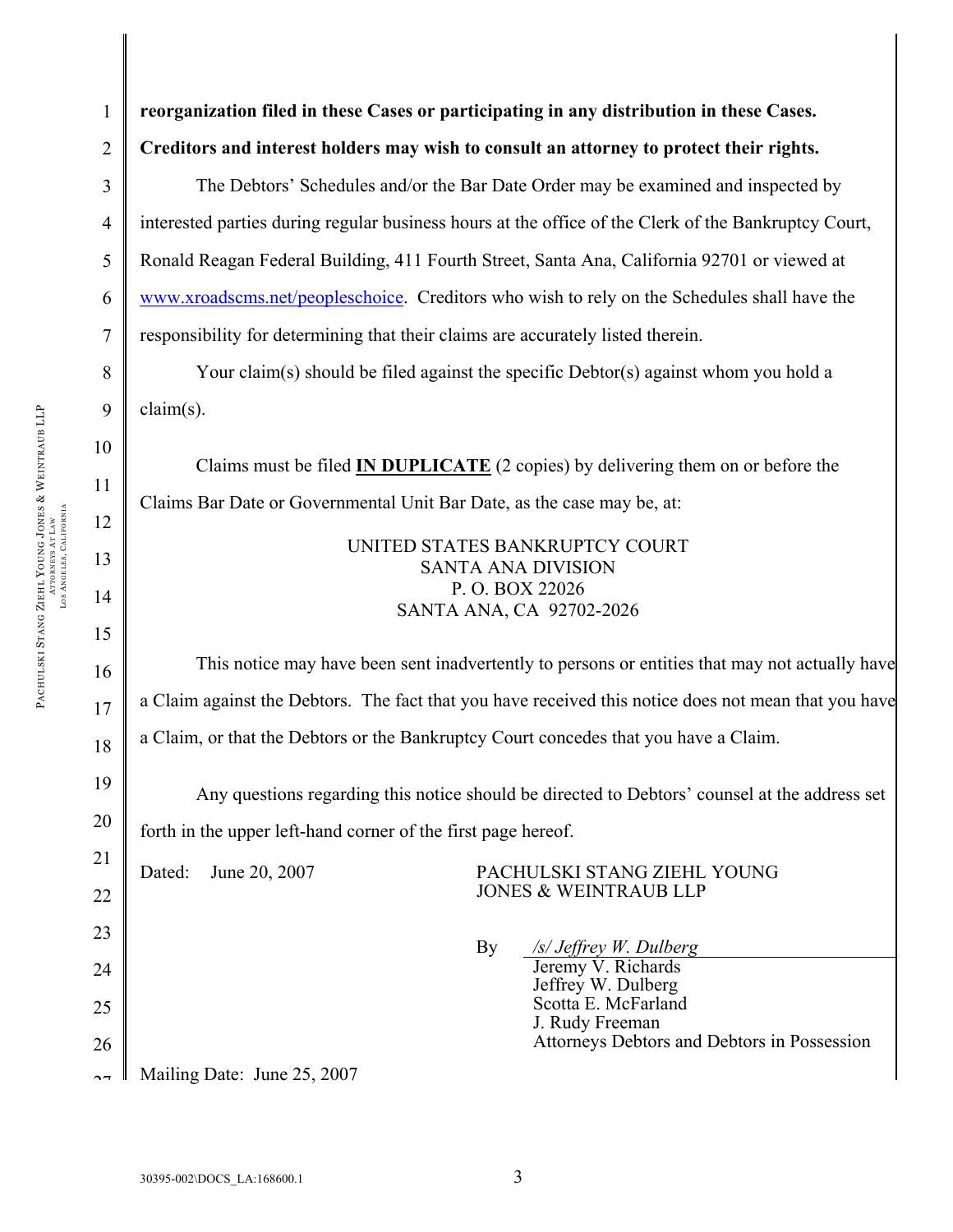**reorganization filed in these Cases or participating in any distribution in these Cases. Creditors and interest holders may wish to consult an attorney to protect their rights.**

The Debtors' Schedules and/or the Bar Date Order may be examined and inspected by interested parties during regular business hours at the office of the Clerk of the Bankruptcy Court, Ronald Reagan Federal Building, 411 Fourth Street, Santa Ana, California 92701 or viewed at www.xroadscms.net/peopleschoice. Creditors who wish to rely on the Schedules shall have the responsibility for determining that their claims are accurately listed therein.

Your claim(s) should be filed against the specific Debtor(s) against whom you hold a claim(s).

Claims must be filed **IN DUPLICATE** (2 copies) by delivering them on or before the Claims Bar Date or Governmental Unit Bar Date, as the case may be, at:

UNITED STATES BANKRUPTCY COURT
SANTA ANA DIVISION
P. O. BOX 22026
SANTA ANA, CA 92702-2026

This notice may have been sent inadvertently to persons or entities that may not actually have a Claim against the Debtors. The fact that you have received this notice does not mean that you have a Claim, or that the Debtors or the Bankruptcy Court concedes that you have a Claim.

Any questions regarding this notice should be directed to Debtors' counsel at the address set forth in the upper left-hand corner of the first page hereof.

Dated: June 20, 2007

PACHULSKI STANG ZIEHL YOUNG JONES & WEINTRAUB LLP

By */s/ Jeffrey W. Dulberg*
Jeremy V. Richards
Jeffrey W. Dulberg
Scotta E. McFarland
J. Rudy Freeman
Attorneys Debtors and Debtors in Possession

Mailing Date: June 25, 2007